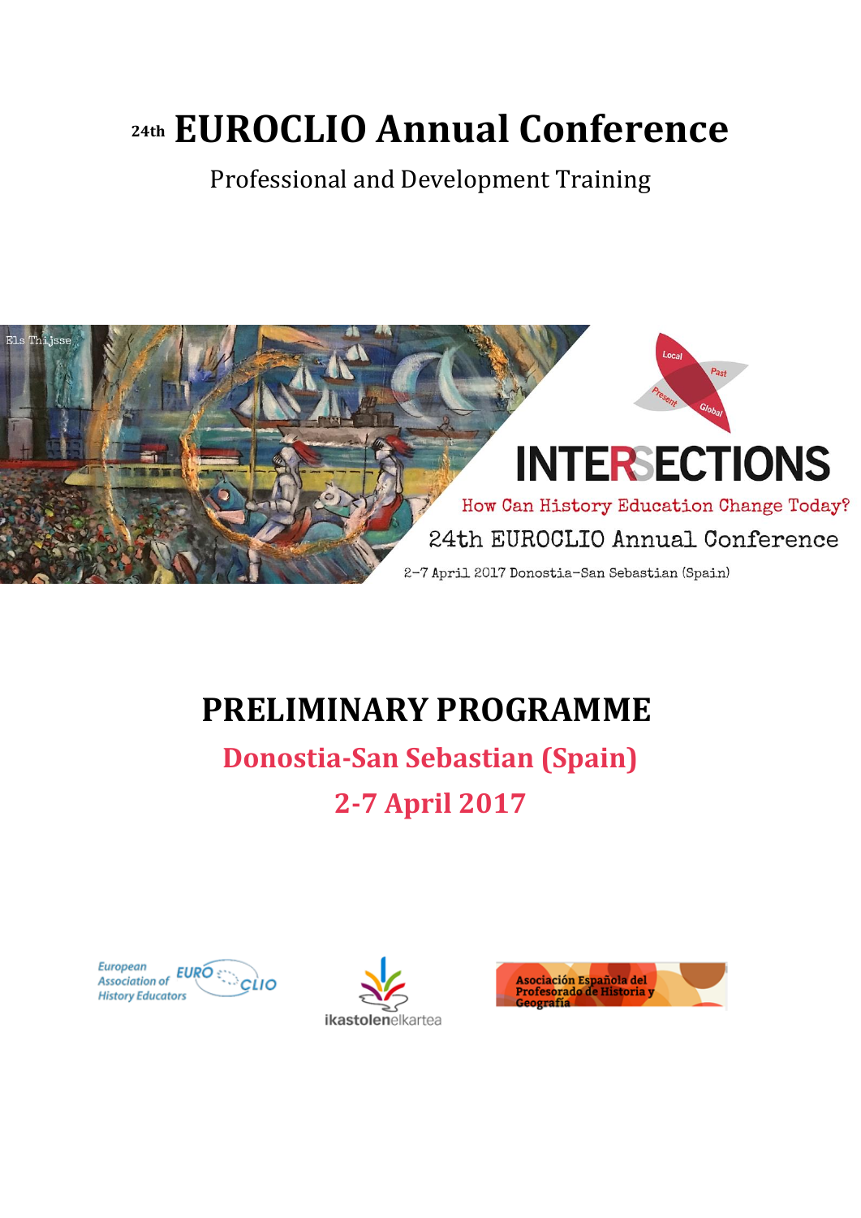# 24th EUROCLIO Annual Conference

Professional and Development Training

Els Thijsse

Local Past Present Global

INTERSECTIONS

How Can History Education Change Today?

24th EUROCLIO Annual Conference

2-7 April 2017 Donostia-San Sebastian (Spain)

# PRELIMINARY PROGRAMME

## Donostia-San Sebastian (Spain)

## 2-7 April 2017

European Association of History Educators EUROCLIO

ikastolenelkartea

Asociación Española del Profesorado de Historia y Geografía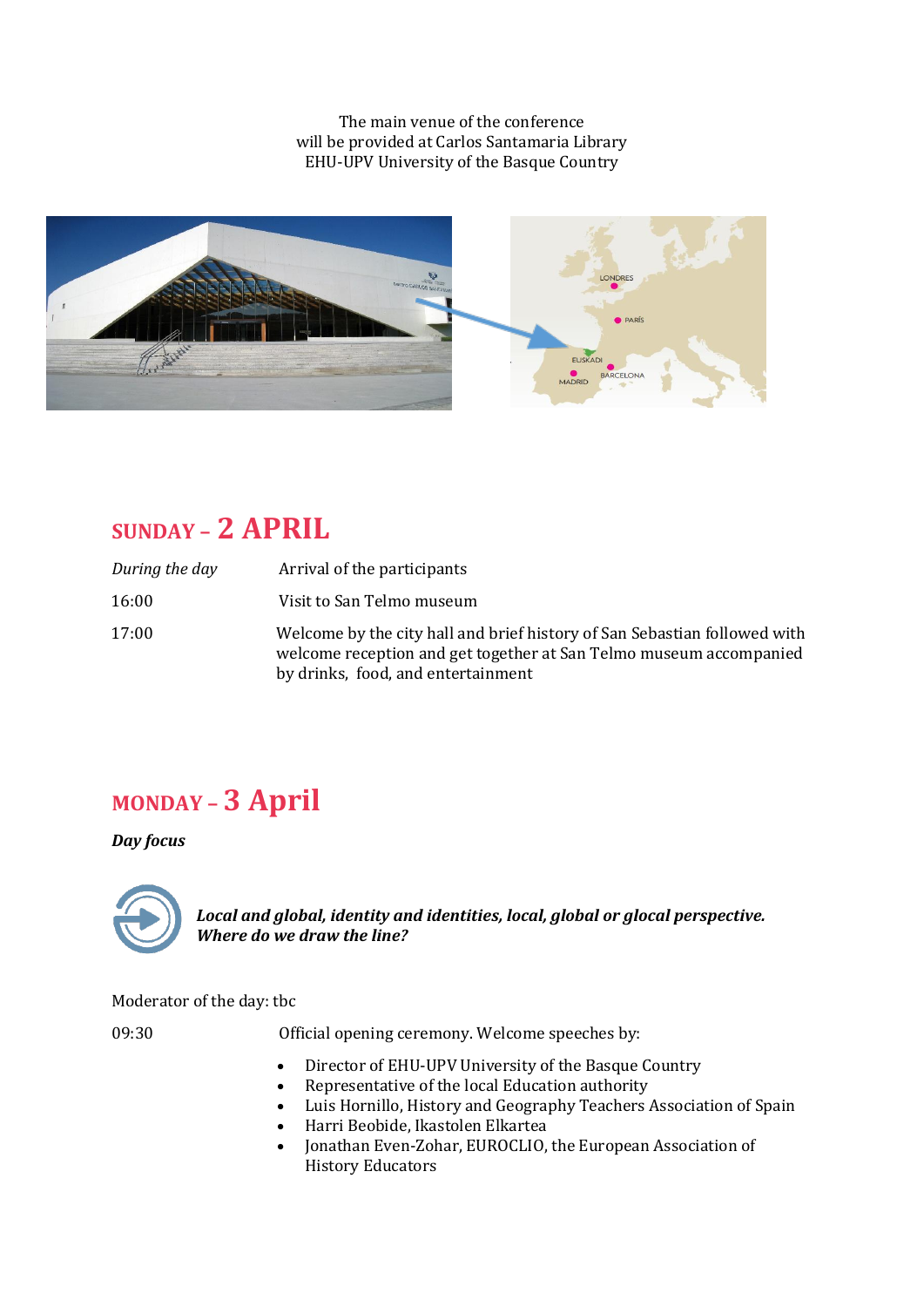The main venue of the conference
will be provided at Carlos Santamaria Library
EHU-UPV University of the Basque Country

## SUNDAY – 2 APRIL

| | |
|---|---|
| *During the day* | Arrival of the participants |
| 16:00 | Visit to San Telmo museum |
| 17:00 | Welcome by the city hall and brief history of San Sebastian followed with welcome reception and get together at San Telmo museum accompanied by drinks, food, and entertainment |

## MONDAY – 3 April

***Day focus***

***Local and global, identity and identities, local, global or glocal perspective. Where do we draw the line?***

Moderator of the day: tbc

09:30 Official opening ceremony. Welcome speeches by:

- Director of EHU-UPV University of the Basque Country
- Representative of the local Education authority
- Luis Hornillo, History and Geography Teachers Association of Spain
- Harri Beobide, Ikastolen Elkartea
- Jonathan Even-Zohar, EUROCLIO, the European Association of History Educators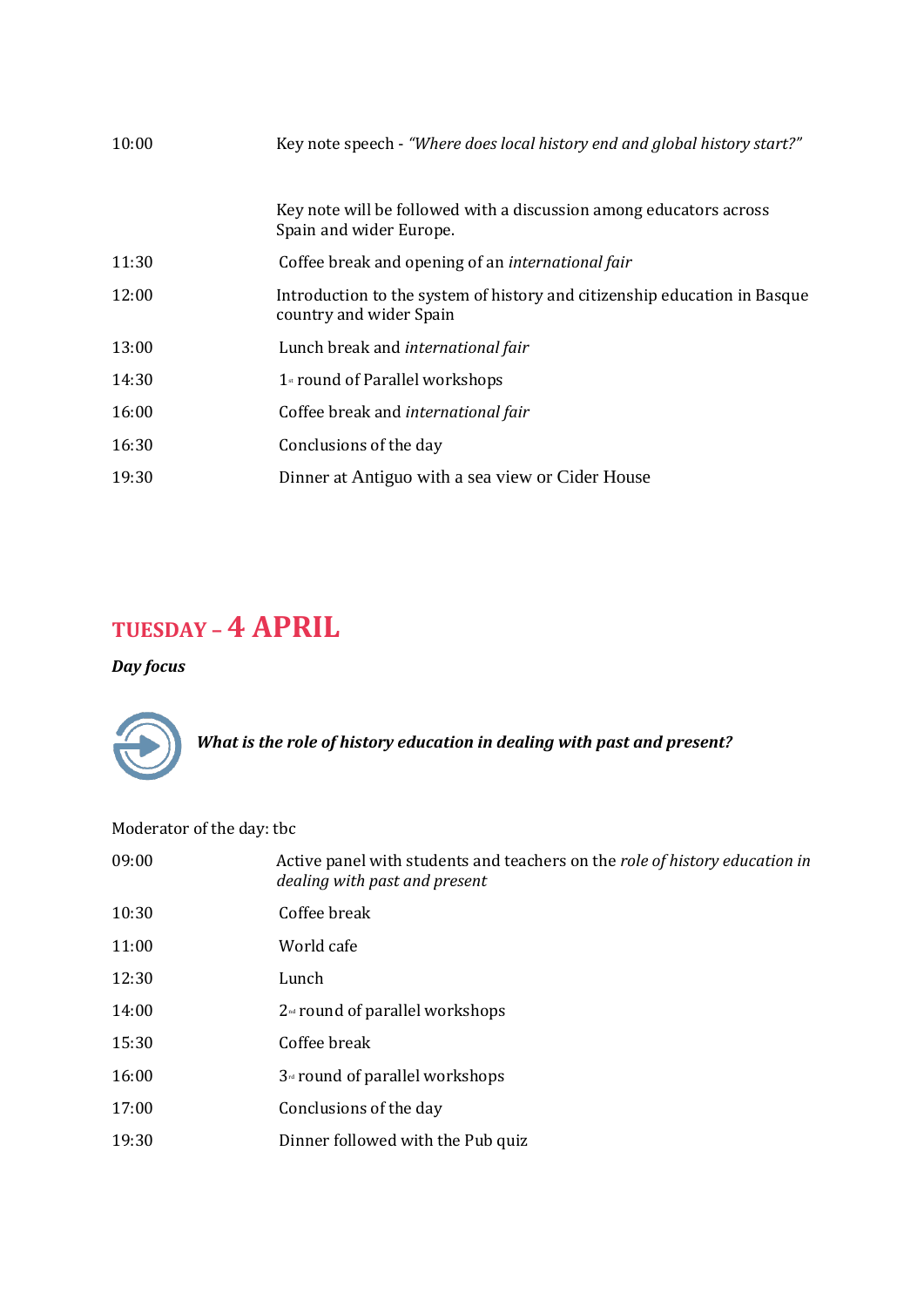| | |
|---|---|
| 10:00 | Key note speech - *"Where does local history end and global history start?"* |
| | Key note will be followed with a discussion among educators across Spain and wider Europe. |
| 11:30 | Coffee break and opening of an *international fair* |
| 12:00 | Introduction to the system of history and citizenship education in Basque country and wider Spain |
| 13:00 | Lunch break and *international fair* |
| 14:30 | 1st round of Parallel workshops |
| 16:00 | Coffee break and *international fair* |
| 16:30 | Conclusions of the day |
| 19:30 | Dinner at Antiguo with a sea view or Cider House |

## TUESDAY – 4 APRIL

***Day focus***

***What is the role of history education in dealing with past and present?***

Moderator of the day: tbc

| | |
|---|---|
| 09:00 | Active panel with students and teachers on the *role of history education in dealing with past and present* |
| 10:30 | Coffee break |
| 11:00 | World cafe |
| 12:30 | Lunch |
| 14:00 | 2nd round of parallel workshops |
| 15:30 | Coffee break |
| 16:00 | 3rd round of parallel workshops |
| 17:00 | Conclusions of the day |
| 19:30 | Dinner followed with the Pub quiz |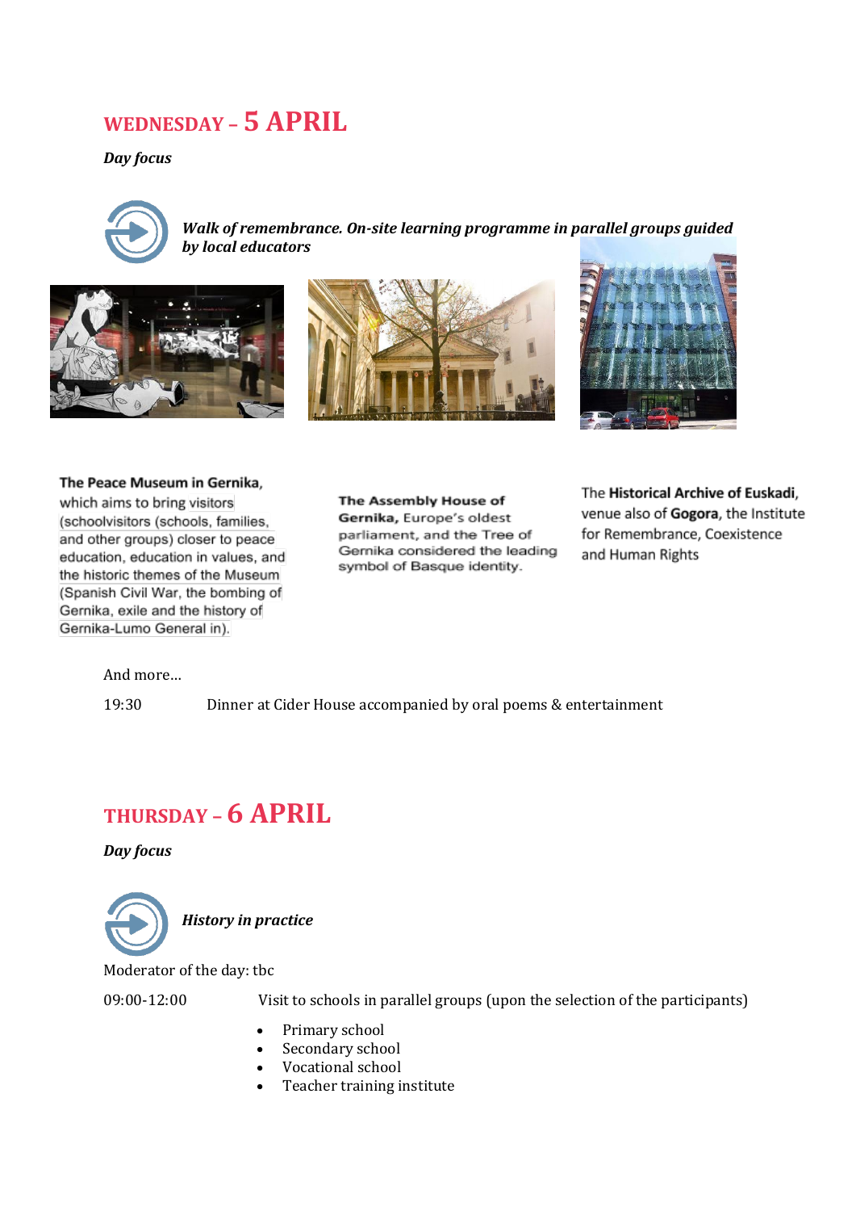## WEDNESDAY – 5 APRIL

***Day focus***

***Walk of remembrance. On-site learning programme in parallel groups guided by local educators***

**The Peace Museum in Gernika**, which aims to bring visitors (schoolvisitors (schools, families, and other groups) closer to peace education, education in values, and the historic themes of the Museum (Spanish Civil War, the bombing of Gernika, exile and the history of Gernika-Lumo General in).

**The Assembly House of Gernika,** Europe's oldest parliament, and the Tree of Gernika considered the leading symbol of Basque identity.

The **Historical Archive of Euskadi**, venue also of **Gogora**, the Institute for Remembrance, Coexistence and Human Rights

And more…

19:30 Dinner at Cider House accompanied by oral poems & entertainment

## THURSDAY – 6 APRIL

***Day focus***

***History in practice***

Moderator of the day: tbc

09:00-12:00 Visit to schools in parallel groups (upon the selection of the participants)

- Primary school
- Secondary school
- Vocational school
- Teacher training institute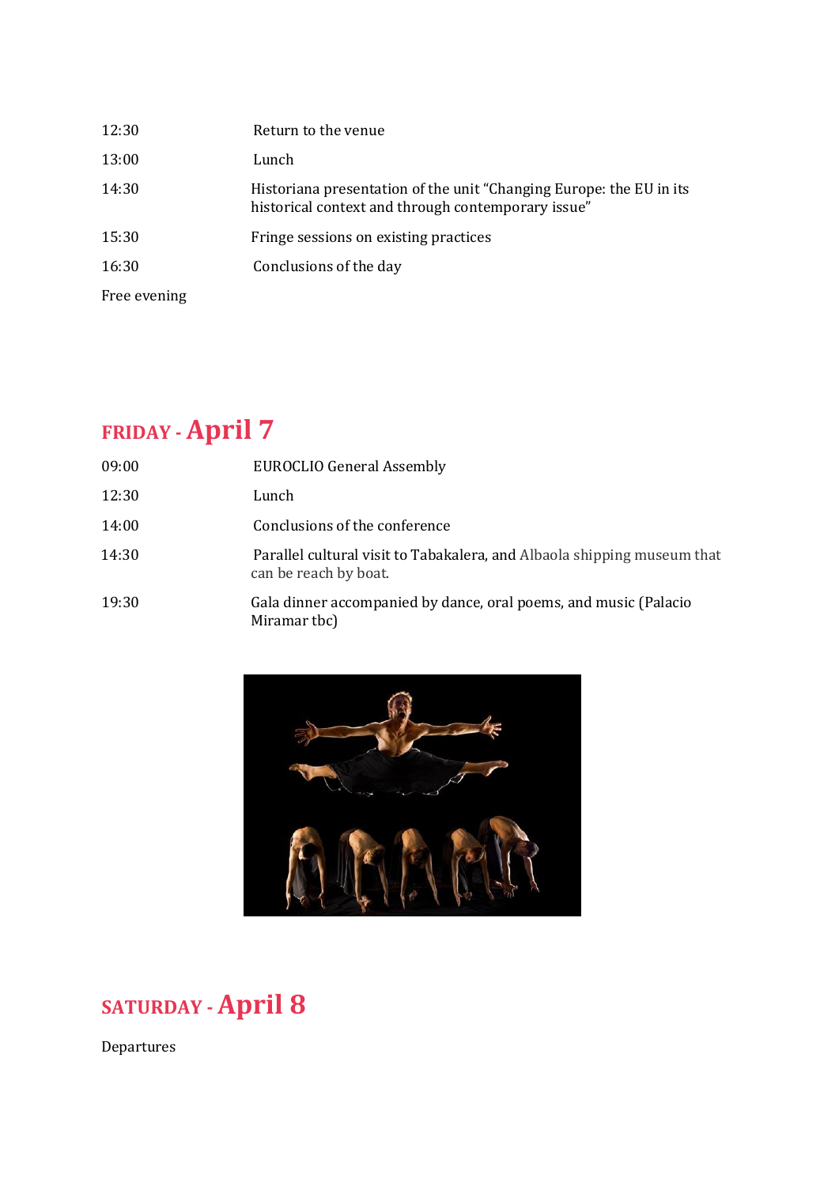| | |
|---|---|
| 12:30 | Return to the venue |
| 13:00 | Lunch |
| 14:30 | Historiana presentation of the unit “Changing Europe: the EU in its historical context and through contemporary issue” |
| 15:30 | Fringe sessions on existing practices |
| 16:30 | Conclusions of the day |

Free evening

## FRIDAY - April 7

| | |
|---|---|
| 09:00 | EUROCLIO General Assembly |
| 12:30 | Lunch |
| 14:00 | Conclusions of the conference |
| 14:30 | Parallel cultural visit to Tabakalera, and Albaola shipping museum that can be reach by boat. |
| 19:30 | Gala dinner accompanied by dance, oral poems, and music (Palacio Miramar tbc) |

## SATURDAY - April 8

Departures